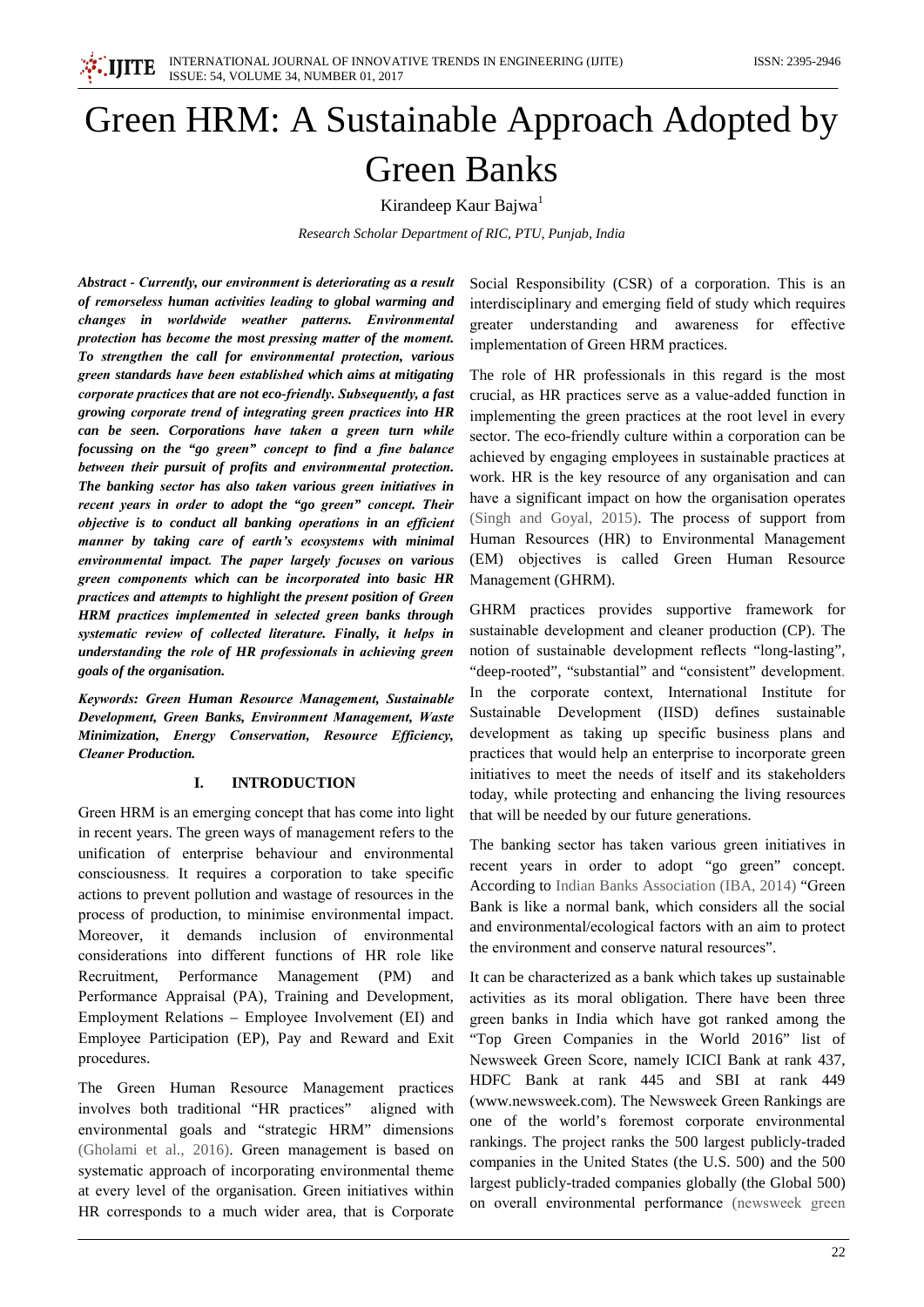# Green HRM: A Sustainable Approach Adopted by Green Banks

Kirandeep Kaur Bajwa[1]

*Research Scholar Department of RIC, PTU, Punjab, India*

***Abstract - Currently, our environment is deteriorating as a result of remorseless human activities leading to global warming and changes in worldwide weather patterns. Environmental protection has become the most pressing matter of the moment. To strengthen the call for environmental protection, various green standards have been established which aims at mitigating corporate practices that are not eco-friendly. Subsequently, a fast growing corporate trend of integrating green practices into HR can be seen. Corporations have taken a green turn while focussing on the "go green" concept to find a fine balance between their pursuit of profits and environmental protection. The banking sector has also taken various green initiatives in recent years in order to adopt the "go green" concept. Their objective is to conduct all banking operations in an efficient manner by taking care of earth's ecosystems with minimal environmental impact. The paper largely focuses on various green components which can be incorporated into basic HR practices and attempts to highlight the present position of Green HRM practices implemented in selected green banks through systematic review of collected literature. Finally, it helps in understanding the role of HR professionals in achieving green goals of the organisation.***

***Keywords: Green Human Resource Management, Sustainable Development, Green Banks, Environment Management, Waste Minimization, Energy Conservation, Resource Efficiency, Cleaner Production.***

## I. INTRODUCTION

Green HRM is an emerging concept that has come into light in recent years. The green ways of management refers to the unification of enterprise behaviour and environmental consciousness. It requires a corporation to take specific actions to prevent pollution and wastage of resources in the process of production, to minimise environmental impact. Moreover, it demands inclusion of environmental considerations into different functions of HR role like Recruitment, Performance Management (PM) and Performance Appraisal (PA), Training and Development, Employment Relations – Employee Involvement (EI) and Employee Participation (EP), Pay and Reward and Exit procedures.

The Green Human Resource Management practices involves both traditional "HR practices" aligned with environmental goals and "strategic HRM" dimensions (Gholami et al., 2016). Green management is based on systematic approach of incorporating environmental theme at every level of the organisation. Green initiatives within HR corresponds to a much wider area, that is Corporate Social Responsibility (CSR) of a corporation. This is an interdisciplinary and emerging field of study which requires greater understanding and awareness for effective implementation of Green HRM practices.

The role of HR professionals in this regard is the most crucial, as HR practices serve as a value-added function in implementing the green practices at the root level in every sector. The eco-friendly culture within a corporation can be achieved by engaging employees in sustainable practices at work. HR is the key resource of any organisation and can have a significant impact on how the organisation operates (Singh and Goyal, 2015). The process of support from Human Resources (HR) to Environmental Management (EM) objectives is called Green Human Resource Management (GHRM).

GHRM practices provides supportive framework for sustainable development and cleaner production (CP). The notion of sustainable development reflects "long-lasting", "deep-rooted", "substantial" and "consistent" development. In the corporate context, International Institute for Sustainable Development (IISD) defines sustainable development as taking up specific business plans and practices that would help an enterprise to incorporate green initiatives to meet the needs of itself and its stakeholders today, while protecting and enhancing the living resources that will be needed by our future generations.

The banking sector has taken various green initiatives in recent years in order to adopt "go green" concept. According to Indian Banks Association (IBA, 2014) "Green Bank is like a normal bank, which considers all the social and environmental/ecological factors with an aim to protect the environment and conserve natural resources".

It can be characterized as a bank which takes up sustainable activities as its moral obligation. There have been three green banks in India which have got ranked among the "Top Green Companies in the World 2016" list of Newsweek Green Score, namely ICICI Bank at rank 437, HDFC Bank at rank 445 and SBI at rank 449 (www.newsweek.com). The Newsweek Green Rankings are one of the world's foremost corporate environmental rankings. The project ranks the 500 largest publicly-traded companies in the United States (the U.S. 500) and the 500 largest publicly-traded companies globally (the Global 500) on overall environmental performance (newsweek green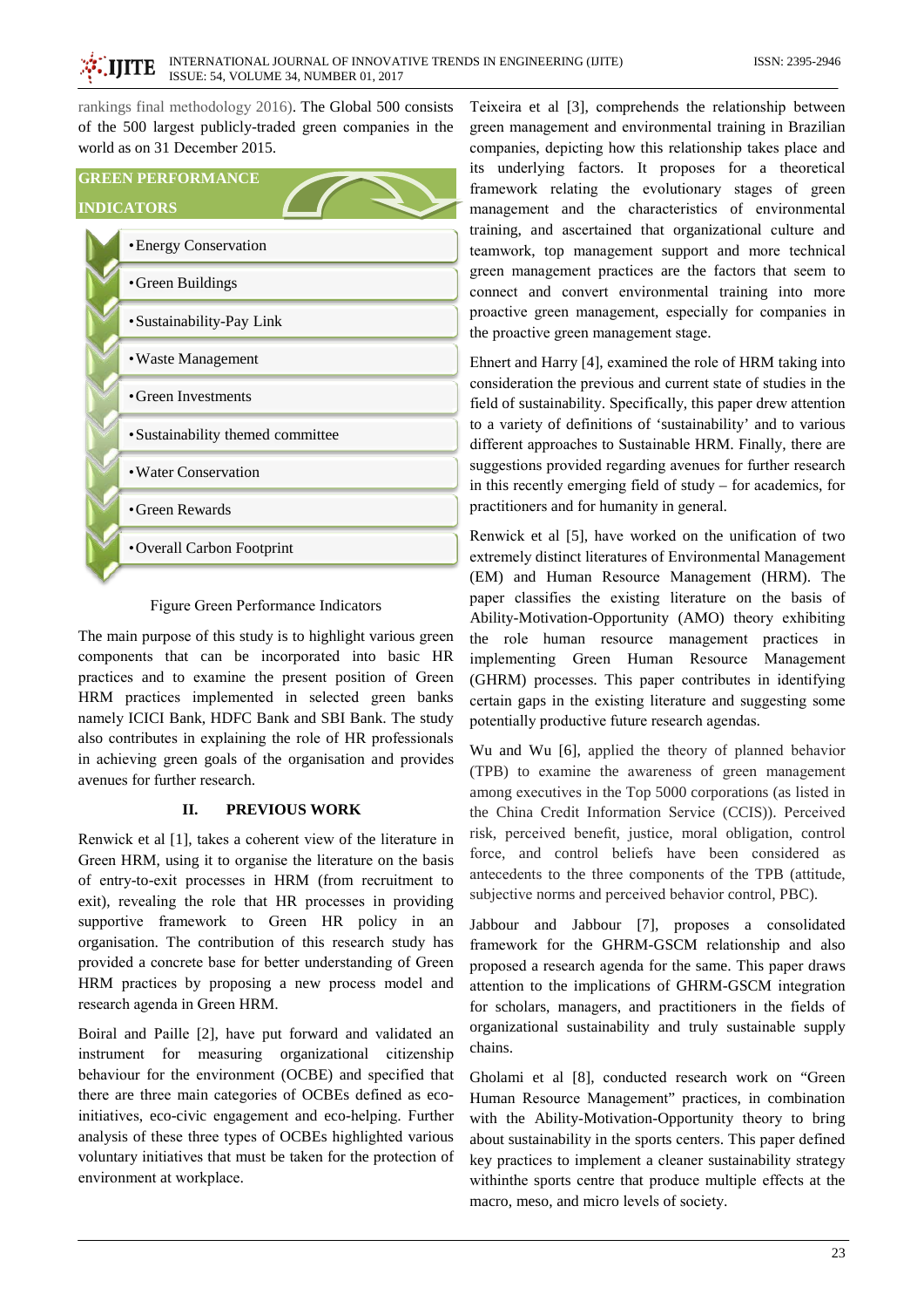rankings final methodology 2016). The Global 500 consists of the 500 largest publicly-traded green companies in the world as on 31 December 2015.

**GREEN PERFORMANCE INDICATORS**

- Energy Conservation
- Green Buildings
- Sustainability-Pay Link
- Waste Management
- Green Investments
- Sustainability themed committee
- Water Conservation
- Green Rewards
- Overall Carbon Footprint

Figure Green Performance Indicators

The main purpose of this study is to highlight various green components that can be incorporated into basic HR practices and to examine the present position of Green HRM practices implemented in selected green banks namely ICICI Bank, HDFC Bank and SBI Bank. The study also contributes in explaining the role of HR professionals in achieving green goals of the organisation and provides avenues for further research.

## II. PREVIOUS WORK

Renwick et al [1], takes a coherent view of the literature in Green HRM, using it to organise the literature on the basis of entry-to-exit processes in HRM (from recruitment to exit), revealing the role that HR processes in providing supportive framework to Green HR policy in an organisation. The contribution of this research study has provided a concrete base for better understanding of Green HRM practices by proposing a new process model and research agenda in Green HRM.

Boiral and Paille [2], have put forward and validated an instrument for measuring organizational citizenship behaviour for the environment (OCBE) and specified that there are three main categories of OCBEs defined as eco-initiatives, eco-civic engagement and eco-helping. Further analysis of these three types of OCBEs highlighted various voluntary initiatives that must be taken for the protection of environment at workplace.

Teixeira et al [3], comprehends the relationship between green management and environmental training in Brazilian companies, depicting how this relationship takes place and its underlying factors. It proposes for a theoretical framework relating the evolutionary stages of green management and the characteristics of environmental training, and ascertained that organizational culture and teamwork, top management support and more technical green management practices are the factors that seem to connect and convert environmental training into more proactive green management, especially for companies in the proactive green management stage.

Ehnert and Harry [4], examined the role of HRM taking into consideration the previous and current state of studies in the field of sustainability. Specifically, this paper drew attention to a variety of definitions of 'sustainability' and to various different approaches to Sustainable HRM. Finally, there are suggestions provided regarding avenues for further research in this recently emerging field of study – for academics, for practitioners and for humanity in general.

Renwick et al [5], have worked on the unification of two extremely distinct literatures of Environmental Management (EM) and Human Resource Management (HRM). The paper classifies the existing literature on the basis of Ability-Motivation-Opportunity (AMO) theory exhibiting the role human resource management practices in implementing Green Human Resource Management (GHRM) processes. This paper contributes in identifying certain gaps in the existing literature and suggesting some potentially productive future research agendas.

Wu and Wu [6], applied the theory of planned behavior (TPB) to examine the awareness of green management among executives in the Top 5000 corporations (as listed in the China Credit Information Service (CCIS)). Perceived risk, perceived benefit, justice, moral obligation, control force, and control beliefs have been considered as antecedents to the three components of the TPB (attitude, subjective norms and perceived behavior control, PBC).

Jabbour and Jabbour [7], proposes a consolidated framework for the GHRM-GSCM relationship and also proposed a research agenda for the same. This paper draws attention to the implications of GHRM-GSCM integration for scholars, managers, and practitioners in the fields of organizational sustainability and truly sustainable supply chains.

Gholami et al [8], conducted research work on "Green Human Resource Management" practices, in combination with the Ability-Motivation-Opportunity theory to bring about sustainability in the sports centers. This paper defined key practices to implement a cleaner sustainability strategy withinthe sports centre that produce multiple effects at the macro, meso, and micro levels of society.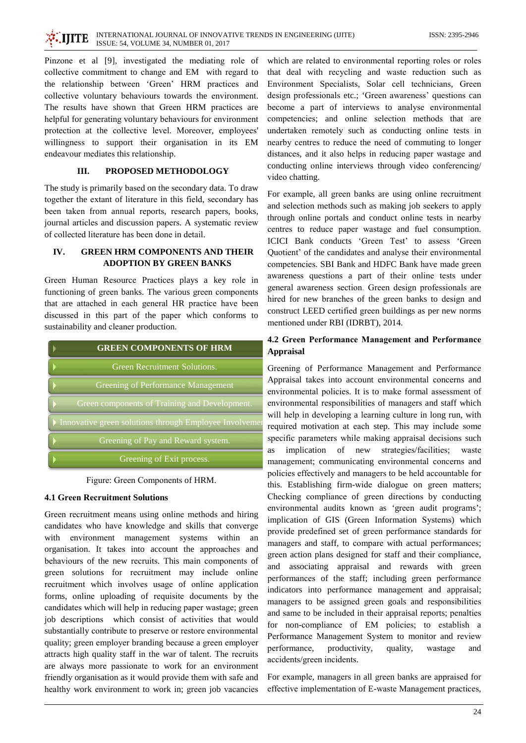Pinzone et al [9], investigated the mediating role of collective commitment to change and EM with regard to the relationship between 'Green' HRM practices and collective voluntary behaviours towards the environment. The results have shown that Green HRM practices are helpful for generating voluntary behaviours for environment protection at the collective level. Moreover, employees' willingness to support their organisation in its EM endeavour mediates this relationship.

## III. PROPOSED METHODOLOGY

The study is primarily based on the secondary data. To draw together the extant of literature in this field, secondary has been taken from annual reports, research papers, books, journal articles and discussion papers. A systematic review of collected literature has been done in detail.

## IV. GREEN HRM COMPONENTS AND THEIR ADOPTION BY GREEN BANKS

Green Human Resource Practices plays a key role in functioning of green banks. The various green components that are attached in each general HR practice have been discussed in this part of the paper which conforms to sustainability and cleaner production.

| GREEN COMPONENTS OF HRM |
|---|
| Green Recruitment Solutions. |
| Greening of Performance Management |
| Green components of Training and Development. |
| Innovative green solutions through Employee Involvemen |
| Greening of Pay and Reward system. |
| Greening of Exit process. |

Figure: Green Components of HRM.

### 4.1 Green Recruitment Solutions

Green recruitment means using online methods and hiring candidates who have knowledge and skills that converge with environment management systems within an organisation. It takes into account the approaches and behaviours of the new recruits. This main components of green solutions for recruitment may include online recruitment which involves usage of online application forms, online uploading of requisite documents by the candidates which will help in reducing paper wastage; green job descriptions which consist of activities that would substantially contribute to preserve or restore environmental quality; green employer branding because a green employer attracts high quality staff in the war of talent. The recruits are always more passionate to work for an environment friendly organisation as it would provide them with safe and healthy work environment to work in; green job vacancies which are related to environmental reporting roles or roles that deal with recycling and waste reduction such as Environment Specialists, Solar cell technicians, Green design professionals etc.; 'Green awareness' questions can become a part of interviews to analyse environmental competencies; and online selection methods that are undertaken remotely such as conducting online tests in nearby centres to reduce the need of commuting to longer distances, and it also helps in reducing paper wastage and conducting online interviews through video conferencing/ video chatting.

For example, all green banks are using online recruitment and selection methods such as making job seekers to apply through online portals and conduct online tests in nearby centres to reduce paper wastage and fuel consumption. ICICI Bank conducts 'Green Test' to assess 'Green Quotient' of the candidates and analyse their environmental competencies. SBI Bank and HDFC Bank have made green awareness questions a part of their online tests under general awareness section. Green design professionals are hired for new branches of the green banks to design and construct LEED certified green buildings as per new norms mentioned under RBI (IDRBT), 2014.

### 4.2 Green Performance Management and Performance Appraisal

Greening of Performance Management and Performance Appraisal takes into account environmental concerns and environmental policies. It is to make formal assessment of environmental responsibilities of managers and staff which will help in developing a learning culture in long run, with required motivation at each step. This may include some specific parameters while making appraisal decisions such as implication of new strategies/facilities; waste management; communicating environmental concerns and policies effectively and managers to be held accountable for this. Establishing firm-wide dialogue on green matters; Checking compliance of green directions by conducting environmental audits known as 'green audit programs'; implication of GIS (Green Information Systems) which provide predefined set of green performance standards for managers and staff, to compare with actual performances; green action plans designed for staff and their compliance, and associating appraisal and rewards with green performances of the staff; including green performance indicators into performance management and appraisal; managers to be assigned green goals and responsibilities and same to be included in their appraisal reports; penalties for non-compliance of EM policies; to establish a Performance Management System to monitor and review performance, productivity, quality, wastage and accidents/green incidents.

For example, managers in all green banks are appraised for effective implementation of E-waste Management practices,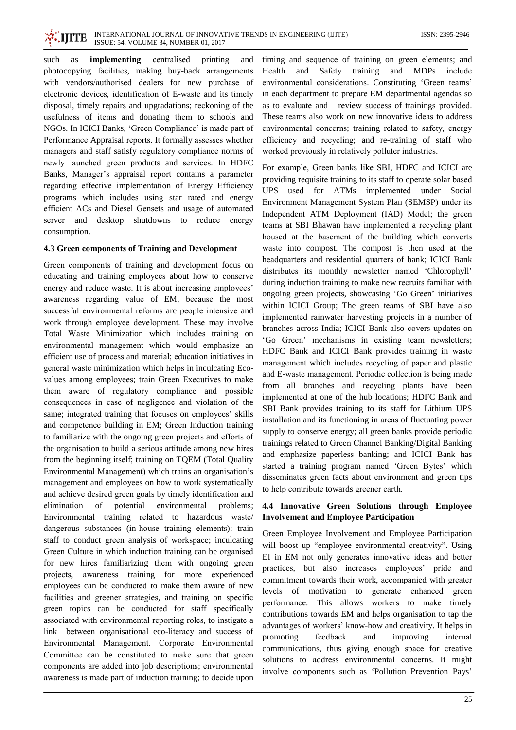such as **implementing** centralised printing and photocopying facilities, making buy-back arrangements with vendors/authorised dealers for new purchase of electronic devices, identification of E-waste and its timely disposal, timely repairs and upgradations; reckoning of the usefulness of items and donating them to schools and NGOs. In ICICI Banks, 'Green Compliance' is made part of Performance Appraisal reports. It formally assesses whether managers and staff satisfy regulatory compliance norms of newly launched green products and services. In HDFC Banks, Manager's appraisal report contains a parameter regarding effective implementation of Energy Efficiency programs which includes using star rated and energy efficient ACs and Diesel Gensets and usage of automated server and desktop shutdowns to reduce energy consumption.

### 4.3 Green components of Training and Development

Green components of training and development focus on educating and training employees about how to conserve energy and reduce waste. It is about increasing employees' awareness regarding value of EM, because the most successful environmental reforms are people intensive and work through employee development. These may involve Total Waste Minimization which includes training on environmental management which would emphasize an efficient use of process and material; education initiatives in general waste minimization which helps in inculcating Eco-values among employees; train Green Executives to make them aware of regulatory compliance and possible consequences in case of negligence and violation of the same; integrated training that focuses on employees' skills and competence building in EM; Green Induction training to familiarize with the ongoing green projects and efforts of the organisation to build a serious attitude among new hires from the beginning itself; training on TQEM (Total Quality Environmental Management) which trains an organisation's management and employees on how to work systematically and achieve desired green goals by timely identification and elimination of potential environmental problems; Environmental training related to hazardous waste/ dangerous substances (in-house training elements); train staff to conduct green analysis of workspace; inculcating Green Culture in which induction training can be organised for new hires familiarizing them with ongoing green projects, awareness training for more experienced employees can be conducted to make them aware of new facilities and greener strategies, and training on specific green topics can be conducted for staff specifically associated with environmental reporting roles, to instigate a link between organisational eco-literacy and success of Environmental Management. Corporate Environmental Committee can be constituted to make sure that green components are added into job descriptions; environmental awareness is made part of induction training; to decide upon timing and sequence of training on green elements; and Health and Safety training and MDPs include environmental considerations. Constituting 'Green teams' in each department to prepare EM departmental agendas so as to evaluate and review success of trainings provided. These teams also work on new innovative ideas to address environmental concerns; training related to safety, energy efficiency and recycling; and re-training of staff who worked previously in relatively polluter industries.

For example, Green banks like SBI, HDFC and ICICI are providing requisite training to its staff to operate solar based UPS used for ATMs implemented under Social Environment Management System Plan (SEMSP) under its Independent ATM Deployment (IAD) Model; the green teams at SBI Bhawan have implemented a recycling plant housed at the basement of the building which converts waste into compost. The compost is then used at the headquarters and residential quarters of bank; ICICI Bank distributes its monthly newsletter named 'Chlorophyll' during induction training to make new recruits familiar with ongoing green projects, showcasing 'Go Green' initiatives within ICICI Group; The green teams of SBI have also implemented rainwater harvesting projects in a number of branches across India; ICICI Bank also covers updates on 'Go Green' mechanisms in existing team newsletters; HDFC Bank and ICICI Bank provides training in waste management which includes recycling of paper and plastic and E-waste management. Periodic collection is being made from all branches and recycling plants have been implemented at one of the hub locations; HDFC Bank and SBI Bank provides training to its staff for Lithium UPS installation and its functioning in areas of fluctuating power supply to conserve energy; all green banks provide periodic trainings related to Green Channel Banking/Digital Banking and emphasize paperless banking; and ICICI Bank has started a training program named 'Green Bytes' which disseminates green facts about environment and green tips to help contribute towards greener earth.

### 4.4 Innovative Green Solutions through Employee Involvement and Employee Participation

Green Employee Involvement and Employee Participation will boost up "employee environmental creativity". Using EI in EM not only generates innovative ideas and better practices, but also increases employees' pride and commitment towards their work, accompanied with greater levels of motivation to generate enhanced green performance. This allows workers to make timely contributions towards EM and helps organisation to tap the advantages of workers' know-how and creativity. It helps in promoting feedback and improving internal communications, thus giving enough space for creative solutions to address environmental concerns. It might involve components such as 'Pollution Prevention Pays'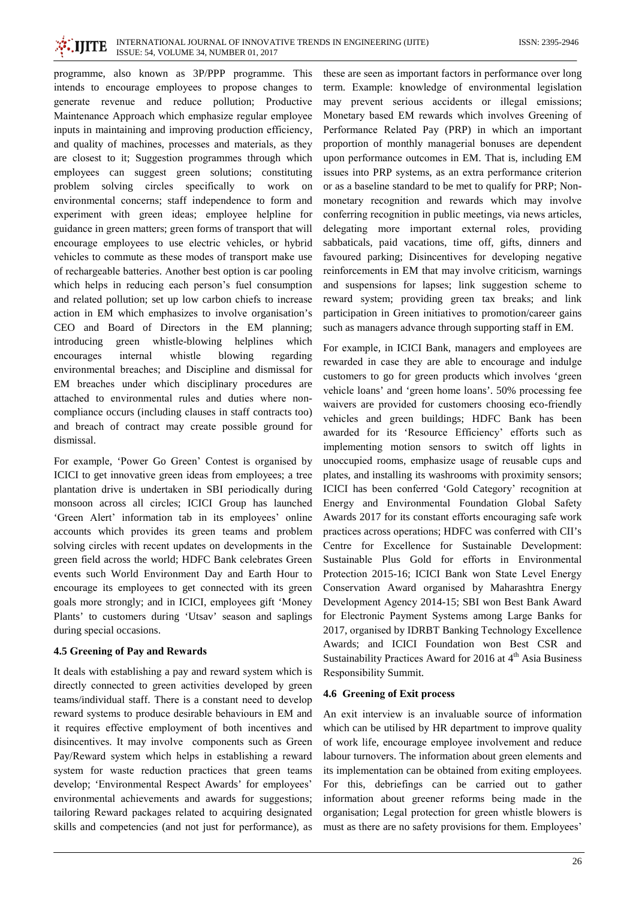programme, also known as 3P/PPP programme. This intends to encourage employees to propose changes to generate revenue and reduce pollution; Productive Maintenance Approach which emphasize regular employee inputs in maintaining and improving production efficiency, and quality of machines, processes and materials, as they are closest to it; Suggestion programmes through which employees can suggest green solutions; constituting problem solving circles specifically to work on environmental concerns; staff independence to form and experiment with green ideas; employee helpline for guidance in green matters; green forms of transport that will encourage employees to use electric vehicles, or hybrid vehicles to commute as these modes of transport make use of rechargeable batteries. Another best option is car pooling which helps in reducing each person's fuel consumption and related pollution; set up low carbon chiefs to increase action in EM which emphasizes to involve organisation's CEO and Board of Directors in the EM planning; introducing green whistle-blowing helplines which encourages internal whistle blowing regarding environmental breaches; and Discipline and dismissal for EM breaches under which disciplinary procedures are attached to environmental rules and duties where non-compliance occurs (including clauses in staff contracts too) and breach of contract may create possible ground for dismissal.

For example, 'Power Go Green' Contest is organised by ICICI to get innovative green ideas from employees; a tree plantation drive is undertaken in SBI periodically during monsoon across all circles; ICICI Group has launched 'Green Alert' information tab in its employees' online accounts which provides its green teams and problem solving circles with recent updates on developments in the green field across the world; HDFC Bank celebrates Green events such World Environment Day and Earth Hour to encourage its employees to get connected with its green goals more strongly; and in ICICI, employees gift 'Money Plants' to customers during 'Utsav' season and saplings during special occasions.

### 4.5 Greening of Pay and Rewards

It deals with establishing a pay and reward system which is directly connected to green activities developed by green teams/individual staff. There is a constant need to develop reward systems to produce desirable behaviours in EM and it requires effective employment of both incentives and disincentives. It may involve components such as Green Pay/Reward system which helps in establishing a reward system for waste reduction practices that green teams develop; 'Environmental Respect Awards' for employees' environmental achievements and awards for suggestions; tailoring Reward packages related to acquiring designated skills and competencies (and not just for performance), as these are seen as important factors in performance over long term. Example: knowledge of environmental legislation may prevent serious accidents or illegal emissions; Monetary based EM rewards which involves Greening of Performance Related Pay (PRP) in which an important proportion of monthly managerial bonuses are dependent upon performance outcomes in EM. That is, including EM issues into PRP systems, as an extra performance criterion or as a baseline standard to be met to qualify for PRP; Non-monetary recognition and rewards which may involve conferring recognition in public meetings, via news articles, delegating more important external roles, providing sabbaticals, paid vacations, time off, gifts, dinners and favoured parking; Disincentives for developing negative reinforcements in EM that may involve criticism, warnings and suspensions for lapses; link suggestion scheme to reward system; providing green tax breaks; and link participation in Green initiatives to promotion/career gains such as managers advance through supporting staff in EM.

For example, in ICICI Bank, managers and employees are rewarded in case they are able to encourage and indulge customers to go for green products which involves 'green vehicle loans' and 'green home loans'. 50% processing fee waivers are provided for customers choosing eco-friendly vehicles and green buildings; HDFC Bank has been awarded for its 'Resource Efficiency' efforts such as implementing motion sensors to switch off lights in unoccupied rooms, emphasize usage of reusable cups and plates, and installing its washrooms with proximity sensors; ICICI has been conferred 'Gold Category' recognition at Energy and Environmental Foundation Global Safety Awards 2017 for its constant efforts encouraging safe work practices across operations; HDFC was conferred with CII's Centre for Excellence for Sustainable Development: Sustainable Plus Gold for efforts in Environmental Protection 2015-16; ICICI Bank won State Level Energy Conservation Award organised by Maharashtra Energy Development Agency 2014-15; SBI won Best Bank Award for Electronic Payment Systems among Large Banks for 2017, organised by IDRBT Banking Technology Excellence Awards; and ICICI Foundation won Best CSR and Sustainability Practices Award for 2016 at 4th Asia Business Responsibility Summit.

### 4.6 Greening of Exit process

An exit interview is an invaluable source of information which can be utilised by HR department to improve quality of work life, encourage employee involvement and reduce labour turnovers. The information about green elements and its implementation can be obtained from exiting employees. For this, debriefings can be carried out to gather information about greener reforms being made in the organisation; Legal protection for green whistle blowers is must as there are no safety provisions for them. Employees'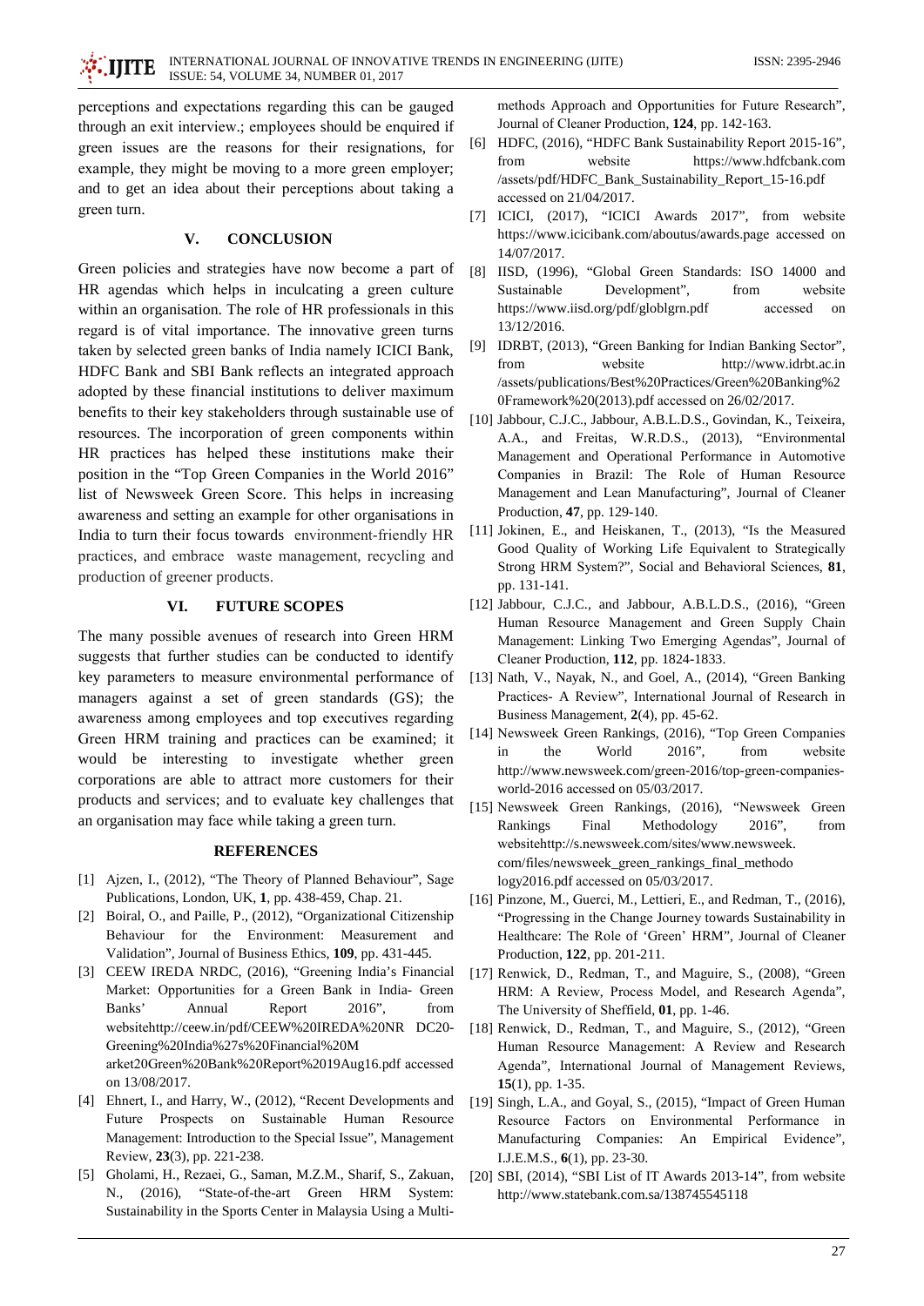perceptions and expectations regarding this can be gauged through an exit interview.; employees should be enquired if green issues are the reasons for their resignations, for example, they might be moving to a more green employer; and to get an idea about their perceptions about taking a green turn.

## V. CONCLUSION

Green policies and strategies have now become a part of HR agendas which helps in inculcating a green culture within an organisation. The role of HR professionals in this regard is of vital importance. The innovative green turns taken by selected green banks of India namely ICICI Bank, HDFC Bank and SBI Bank reflects an integrated approach adopted by these financial institutions to deliver maximum benefits to their key stakeholders through sustainable use of resources. The incorporation of green components within HR practices has helped these institutions make their position in the "Top Green Companies in the World 2016" list of Newsweek Green Score. This helps in increasing awareness and setting an example for other organisations in India to turn their focus towards environment-friendly HR practices, and embrace waste management, recycling and production of greener products.

## VI. FUTURE SCOPES

The many possible avenues of research into Green HRM suggests that further studies can be conducted to identify key parameters to measure environmental performance of managers against a set of green standards (GS); the awareness among employees and top executives regarding Green HRM training and practices can be examined; it would be interesting to investigate whether green corporations are able to attract more customers for their products and services; and to evaluate key challenges that an organisation may face while taking a green turn.

## REFERENCES

[1] Ajzen, I., (2012), "The Theory of Planned Behaviour", Sage Publications, London, UK, **1**, pp. 438-459, Chap. 21.

[2] Boiral, O., and Paille, P., (2012), "Organizational Citizenship Behaviour for the Environment: Measurement and Validation", Journal of Business Ethics, **109**, pp. 431-445.

[3] CEEW IREDA NRDC, (2016), "Greening India's Financial Market: Opportunities for a Green Bank in India- Green Banks' Annual Report 2016", from websitehttp://ceew.in/pdf/CEEW%20IREDA%20NR DC20-Greening%20India%27s%20Financial%20M arket20Green%20Bank%20Report%2019Aug16.pdf accessed on 13/08/2017.

[4] Ehnert, I., and Harry, W., (2012), "Recent Developments and Future Prospects on Sustainable Human Resource Management: Introduction to the Special Issue", Management Review, **23**(3), pp. 221-238.

[5] Gholami, H., Rezaei, G., Saman, M.Z.M., Sharif, S., Zakuan, N., (2016), "State-of-the-art Green HRM System: Sustainability in the Sports Center in Malaysia Using a Multi-methods Approach and Opportunities for Future Research", Journal of Cleaner Production, **124**, pp. 142-163.

[6] HDFC, (2016), "HDFC Bank Sustainability Report 2015-16", from website https://www.hdfcbank.com /assets/pdf/HDFC_Bank_Sustainability_Report_15-16.pdf accessed on 21/04/2017.

[7] ICICI, (2017), "ICICI Awards 2017", from website https://www.icicibank.com/aboutus/awards.page accessed on 14/07/2017.

[8] IISD, (1996), "Global Green Standards: ISO 14000 and Sustainable Development", from website https://www.iisd.org/pdf/globlgrn.pdf accessed on 13/12/2016.

[9] IDRBT, (2013), "Green Banking for Indian Banking Sector", from website http://www.idrbt.ac.in /assets/publications/Best%20Practices/Green%20Banking%2 0Framework%20(2013).pdf accessed on 26/02/2017.

[10] Jabbour, C.J.C., Jabbour, A.B.L.D.S., Govindan, K., Teixeira, A.A., and Freitas, W.R.D.S., (2013), "Environmental Management and Operational Performance in Automotive Companies in Brazil: The Role of Human Resource Management and Lean Manufacturing", Journal of Cleaner Production, **47**, pp. 129-140.

[11] Jokinen, E., and Heiskanen, T., (2013), "Is the Measured Good Quality of Working Life Equivalent to Strategically Strong HRM System?", Social and Behavioral Sciences, **81**, pp. 131-141.

[12] Jabbour, C.J.C., and Jabbour, A.B.L.D.S., (2016), "Green Human Resource Management and Green Supply Chain Management: Linking Two Emerging Agendas", Journal of Cleaner Production, **112**, pp. 1824-1833.

[13] Nath, V., Nayak, N., and Goel, A., (2014), "Green Banking Practices- A Review", International Journal of Research in Business Management, **2**(4), pp. 45-62.

[14] Newsweek Green Rankings, (2016), "Top Green Companies in the World 2016", from website http://www.newsweek.com/green-2016/top-green-companies-world-2016 accessed on 05/03/2017.

[15] Newsweek Green Rankings, (2016), "Newsweek Green Rankings Final Methodology 2016", from websitehttp://s.newsweek.com/sites/www.newsweek. com/files/newsweek_green_rankings_final_methodo logy2016.pdf accessed on 05/03/2017.

[16] Pinzone, M., Guerci, M., Lettieri, E., and Redman, T., (2016), "Progressing in the Change Journey towards Sustainability in Healthcare: The Role of 'Green' HRM", Journal of Cleaner Production, **122**, pp. 201-211.

[17] Renwick, D., Redman, T., and Maguire, S., (2008), "Green HRM: A Review, Process Model, and Research Agenda", The University of Sheffield, **01**, pp. 1-46.

[18] Renwick, D., Redman, T., and Maguire, S., (2012), "Green Human Resource Management: A Review and Research Agenda", International Journal of Management Reviews, **15**(1), pp. 1-35.

[19] Singh, L.A., and Goyal, S., (2015), "Impact of Green Human Resource Factors on Environmental Performance in Manufacturing Companies: An Empirical Evidence", I.J.E.M.S., **6**(1), pp. 23-30.

[20] SBI, (2014), "SBI List of IT Awards 2013-14", from website http://www.statebank.com.sa/138745545118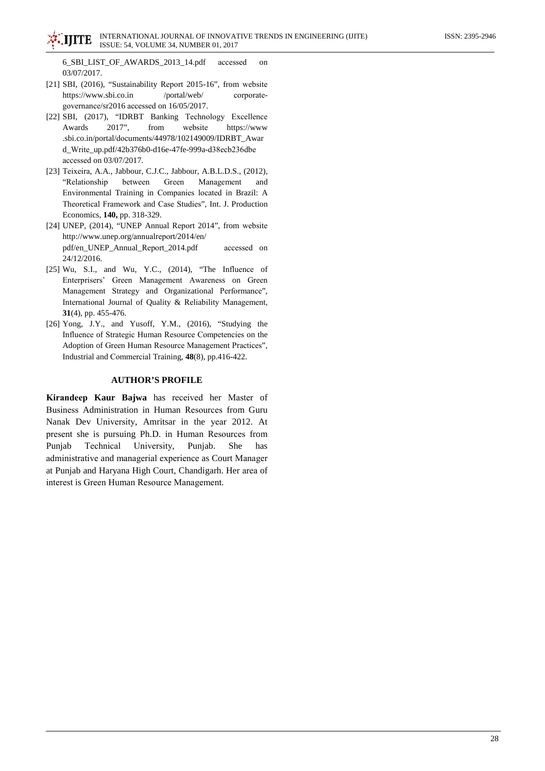6_SBI_LIST_OF_AWARDS_2013_14.pdf accessed on 03/07/2017.

[21] SBI, (2016), "Sustainability Report 2015-16", from website https://www.sbi.co.in /portal/web/ corporate-governance/sr2016 accessed on 16/05/2017.

[22] SBI, (2017), "IDRBT Banking Technology Excellence Awards 2017", from website https://www .sbi.co.in/portal/documents/44978/102149009/IDRBT_Awar d_Write_up.pdf/42b376b0-d16e-47fe-999a-d38ecb236dbe accessed on 03/07/2017.

[23] Teixeira, A.A., Jabbour, C.J.C., Jabbour, A.B.L.D.S., (2012), "Relationship between Green Management and Environmental Training in Companies located in Brazil: A Theoretical Framework and Case Studies", Int. J. Production Economics, **140,** pp. 318-329.

[24] UNEP, (2014), "UNEP Annual Report 2014", from website http://www.unep.org/annualreport/2014/en/ pdf/en_UNEP_Annual_Report_2014.pdf accessed on 24/12/2016.

[25] Wu, S.I., and Wu, Y.C., (2014), "The Influence of Enterprisers' Green Management Awareness on Green Management Strategy and Organizational Performance", International Journal of Quality & Reliability Management, **31**(4), pp. 455-476.

[26] Yong, J.Y., and Yusoff, Y.M., (2016), "Studying the Influence of Strategic Human Resource Competencies on the Adoption of Green Human Resource Management Practices", Industrial and Commercial Training, **48**(8), pp.416-422.

## AUTHOR'S PROFILE

**Kirandeep Kaur Bajwa** has received her Master of Business Administration in Human Resources from Guru Nanak Dev University, Amritsar in the year 2012. At present she is pursuing Ph.D. in Human Resources from Punjab Technical University, Punjab. She has administrative and managerial experience as Court Manager at Punjab and Haryana High Court, Chandigarh. Her area of interest is Green Human Resource Management.